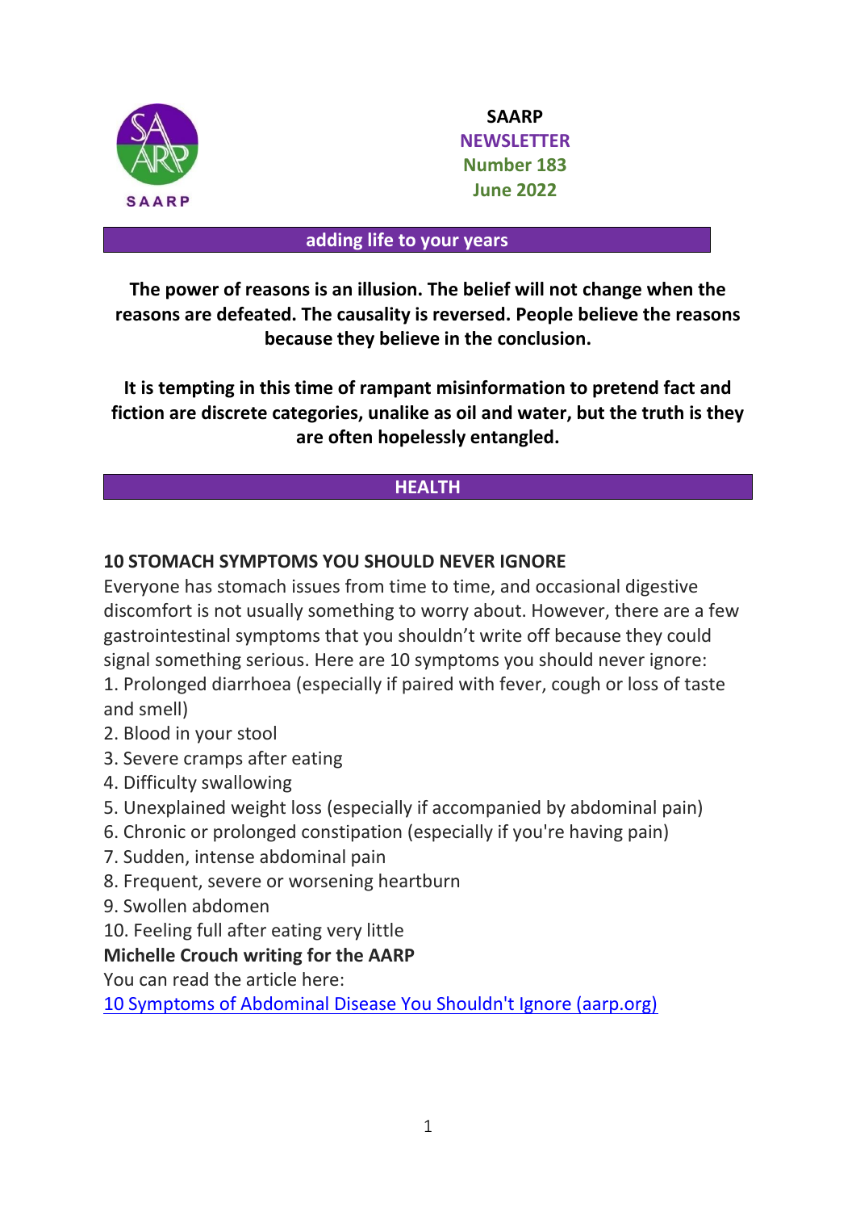SAARP

# SAARP NEWSLETTER

**Number 183**

**June 2022**

**adding life to your years**

**The power of reasons is an illusion. The belief will not change when the reasons are defeated. The causality is reversed. People believe the reasons because they believe in the conclusion.**

**It is tempting in this time of rampant misinformation to pretend fact and fiction are discrete categories, unalike as oil and water, but the truth is they are often hopelessly entangled.**

## HEALTH

### 10 STOMACH SYMPTOMS YOU SHOULD NEVER IGNORE

Everyone has stomach issues from time to time, and occasional digestive discomfort is not usually something to worry about. However, there are a few gastrointestinal symptoms that you shouldn't write off because they could signal something serious. Here are 10 symptoms you should never ignore:

1. Prolonged diarrhoea (especially if paired with fever, cough or loss of taste and smell)
2. Blood in your stool
3. Severe cramps after eating
4. Difficulty swallowing
5. Unexplained weight loss (especially if accompanied by abdominal pain)
6. Chronic or prolonged constipation (especially if you're having pain)
7. Sudden, intense abdominal pain
8. Frequent, severe or worsening heartburn
9. Swollen abdomen
10. Feeling full after eating very little

**Michelle Crouch writing for the AARP**

You can read the article here:

[10 Symptoms of Abdominal Disease You Shouldn't Ignore (aarp.org)]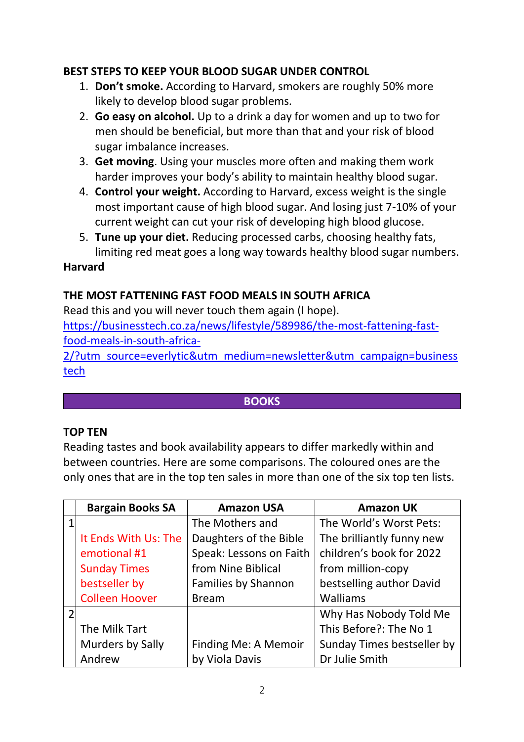**BEST STEPS TO KEEP YOUR BLOOD SUGAR UNDER CONTROL**

1. **Don't smoke.** According to Harvard, smokers are roughly 50% more likely to develop blood sugar problems.
2. **Go easy on alcohol.** Up to a drink a day for women and up to two for men should be beneficial, but more than that and your risk of blood sugar imbalance increases.
3. **Get moving**. Using your muscles more often and making them work harder improves your body's ability to maintain healthy blood sugar.
4. **Control your weight.** According to Harvard, excess weight is the single most important cause of high blood sugar. And losing just 7-10% of your current weight can cut your risk of developing high blood glucose.
5. **Tune up your diet.** Reducing processed carbs, choosing healthy fats, limiting red meat goes a long way towards healthy blood sugar numbers.

**Harvard**

**THE MOST FATTENING FAST FOOD MEALS IN SOUTH AFRICA**

Read this and you will never touch them again (I hope).
https://businesstech.co.za/news/lifestyle/589986/the-most-fattening-fast-food-meals-in-south-africa-2/?utm_source=everlytic&utm_medium=newsletter&utm_campaign=businesstech

## BOOKS

**TOP TEN**

Reading tastes and book availability appears to differ markedly within and between countries. Here are some comparisons. The coloured ones are the only ones that are in the top ten sales in more than one of the six top ten lists.

| | Bargain Books SA | Amazon USA | Amazon UK |
|---|---|---|---|
| 1 | It Ends With Us: The emotional #1 Sunday Times bestseller by Colleen Hoover | The Mothers and Daughters of the Bible Speak: Lessons on Faith from Nine Biblical Families by Shannon Bream | The World's Worst Pets: The brilliantly funny new children's book for 2022 from million-copy bestselling author David Walliams |
| 2 | The Milk Tart Murders by Sally Andrew | Finding Me: A Memoir by Viola Davis | Why Has Nobody Told Me This Before?: The No 1 Sunday Times bestseller by Dr Julie Smith |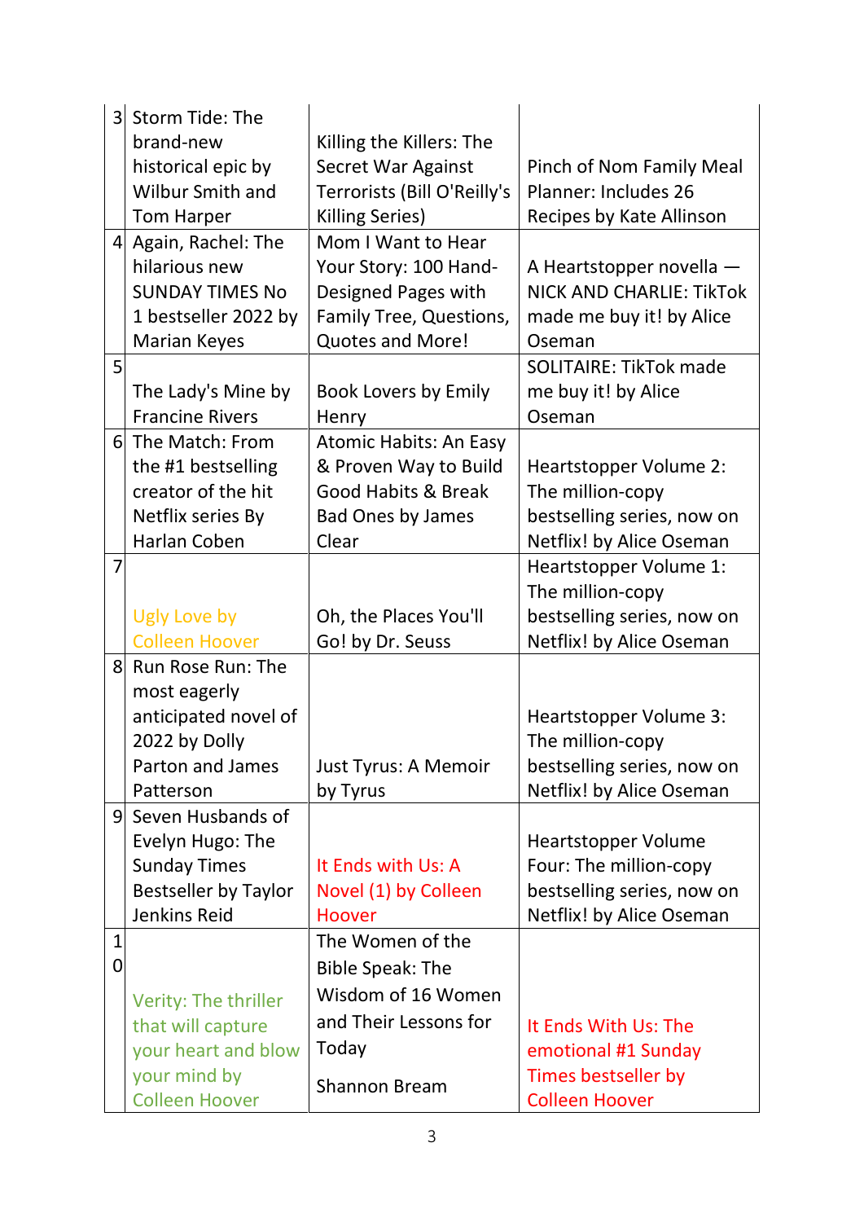| 3 | Storm Tide: The brand-new historical epic by Wilbur Smith and Tom Harper | Killing the Killers: The Secret War Against Terrorists (Bill O'Reilly's Killing Series) | Pinch of Nom Family Meal Planner: Includes 26 Recipes by Kate Allinson |
|---|---|---|---|
| 4 | Again, Rachel: The hilarious new SUNDAY TIMES No 1 bestseller 2022 by Marian Keyes | Mom I Want to Hear Your Story: 100 Hand-Designed Pages with Family Tree, Questions, Quotes and More! | A Heartstopper novella — NICK AND CHARLIE: TikTok made me buy it! by Alice Oseman |
| 5 | The Lady's Mine by Francine Rivers | Book Lovers by Emily Henry | SOLITAIRE: TikTok made me buy it! by Alice Oseman |
| 6 | The Match: From the #1 bestselling creator of the hit Netflix series By Harlan Coben | Atomic Habits: An Easy & Proven Way to Build Good Habits & Break Bad Ones by James Clear | Heartstopper Volume 2: The million-copy bestselling series, now on Netflix! by Alice Oseman |
| 7 | Ugly Love by Colleen Hoover | Oh, the Places You'll Go! by Dr. Seuss | Heartstopper Volume 1: The million-copy bestselling series, now on Netflix! by Alice Oseman |
| 8 | Run Rose Run: The most eagerly anticipated novel of 2022 by Dolly Parton and James Patterson | Just Tyrus: A Memoir by Tyrus | Heartstopper Volume 3: The million-copy bestselling series, now on Netflix! by Alice Oseman |
| 9 | Seven Husbands of Evelyn Hugo: The Sunday Times Bestseller by Taylor Jenkins Reid | It Ends with Us: A Novel (1) by Colleen Hoover | Heartstopper Volume Four: The million-copy bestselling series, now on Netflix! by Alice Oseman |
| 10 | Verity: The thriller that will capture your heart and blow your mind by Colleen Hoover | The Women of the Bible Speak: The Wisdom of 16 Women and Their Lessons for Today Shannon Bream | It Ends With Us: The emotional #1 Sunday Times bestseller by Colleen Hoover |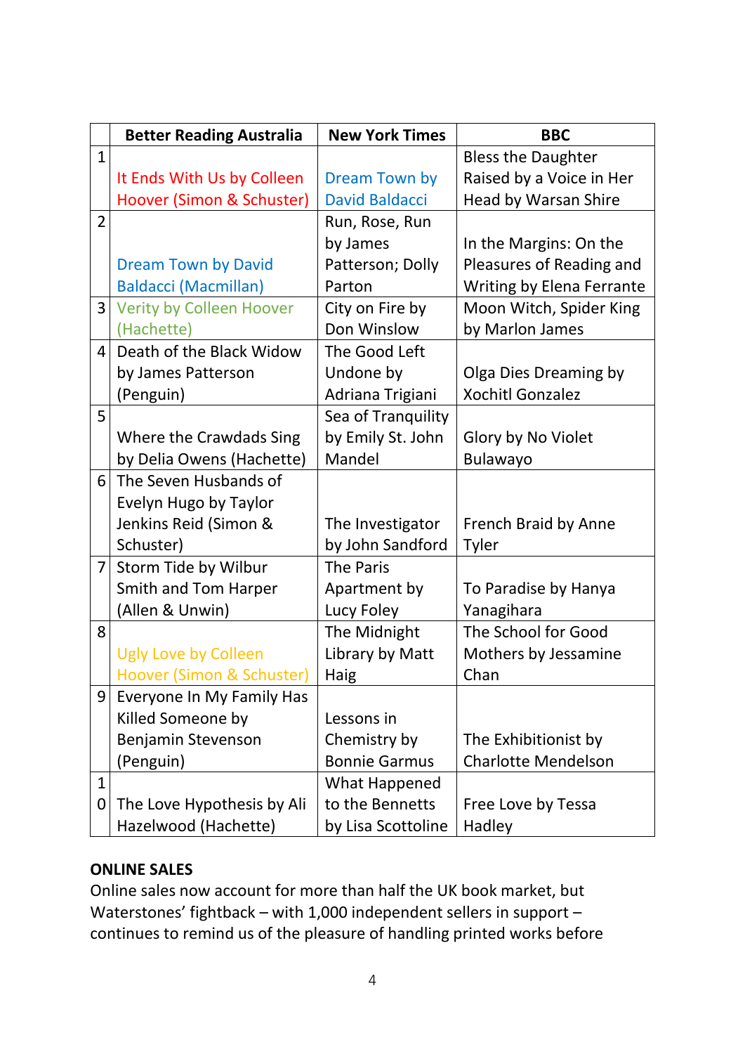| | Better Reading Australia | New York Times | BBC |
|---|---|---|---|
| 1 | It Ends With Us by Colleen Hoover (Simon & Schuster) | Dream Town by David Baldacci | Bless the Daughter Raised by a Voice in Her Head by Warsan Shire |
| 2 | Dream Town by David Baldacci (Macmillan) | Run, Rose, Run by James Patterson; Dolly Parton | In the Margins: On the Pleasures of Reading and Writing by Elena Ferrante |
| 3 | Verity by Colleen Hoover (Hachette) | City on Fire by Don Winslow | Moon Witch, Spider King by Marlon James |
| 4 | Death of the Black Widow by James Patterson (Penguin) | The Good Left Undone by Adriana Trigiani | Olga Dies Dreaming by Xochitl Gonzalez |
| 5 | Where the Crawdads Sing by Delia Owens (Hachette) | Sea of Tranquility by Emily St. John Mandel | Glory by No Violet Bulawayo |
| 6 | The Seven Husbands of Evelyn Hugo by Taylor Jenkins Reid (Simon & Schuster) | The Investigator by John Sandford | French Braid by Anne Tyler |
| 7 | Storm Tide by Wilbur Smith and Tom Harper (Allen & Unwin) | The Paris Apartment by Lucy Foley | To Paradise by Hanya Yanagihara |
| 8 | Ugly Love by Colleen Hoover (Simon & Schuster) | The Midnight Library by Matt Haig | The School for Good Mothers by Jessamine Chan |
| 9 | Everyone In My Family Has Killed Someone by Benjamin Stevenson (Penguin) | Lessons in Chemistry by Bonnie Garmus | The Exhibitionist by Charlotte Mendelson |
| 10 | The Love Hypothesis by Ali Hazelwood (Hachette) | What Happened to the Bennetts by Lisa Scottoline | Free Love by Tessa Hadley |

**ONLINE SALES**

Online sales now account for more than half the UK book market, but Waterstones' fightback – with 1,000 independent sellers in support – continues to remind us of the pleasure of handling printed works before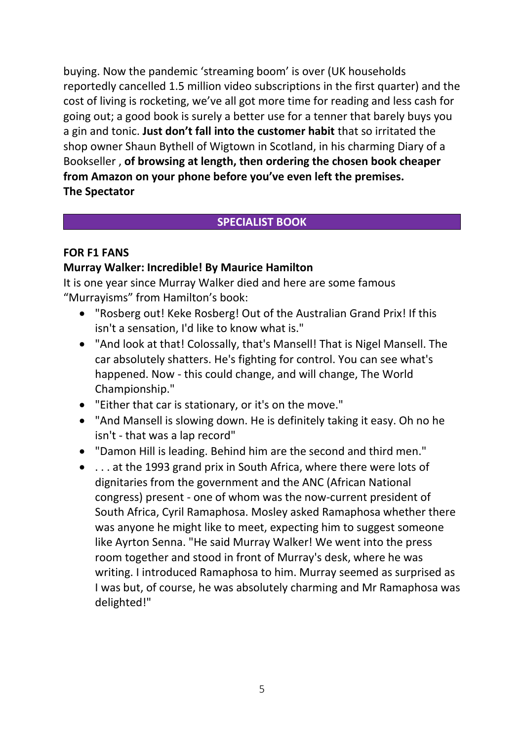buying. Now the pandemic 'streaming boom' is over (UK households reportedly cancelled 1.5 million video subscriptions in the first quarter) and the cost of living is rocketing, we've all got more time for reading and less cash for going out; a good book is surely a better use for a tenner that barely buys you a gin and tonic. **Just don't fall into the customer habit** that so irritated the shop owner Shaun Bythell of Wigtown in Scotland, in his charming Diary of a Bookseller , **of browsing at length, then ordering the chosen book cheaper from Amazon on your phone before you've even left the premises.**
**The Spectator**

## SPECIALIST BOOK

**FOR F1 FANS**
**Murray Walker: Incredible! By Maurice Hamilton**

It is one year since Murray Walker died and here are some famous "Murrayisms" from Hamilton's book:

- "Rosberg out! Keke Rosberg! Out of the Australian Grand Prix! If this isn't a sensation, I'd like to know what is."
- "And look at that! Colossally, that's Mansell! That is Nigel Mansell. The car absolutely shatters. He's fighting for control. You can see what's happened. Now - this could change, and will change, The World Championship."
- "Either that car is stationary, or it's on the move."
- "And Mansell is slowing down. He is definitely taking it easy. Oh no he isn't - that was a lap record"
- "Damon Hill is leading. Behind him are the second and third men."
- . . . at the 1993 grand prix in South Africa, where there were lots of dignitaries from the government and the ANC (African National congress) present - one of whom was the now-current president of South Africa, Cyril Ramaphosa. Mosley asked Ramaphosa whether there was anyone he might like to meet, expecting him to suggest someone like Ayrton Senna. "He said Murray Walker! We went into the press room together and stood in front of Murray's desk, where he was writing. I introduced Ramaphosa to him. Murray seemed as surprised as I was but, of course, he was absolutely charming and Mr Ramaphosa was delighted!"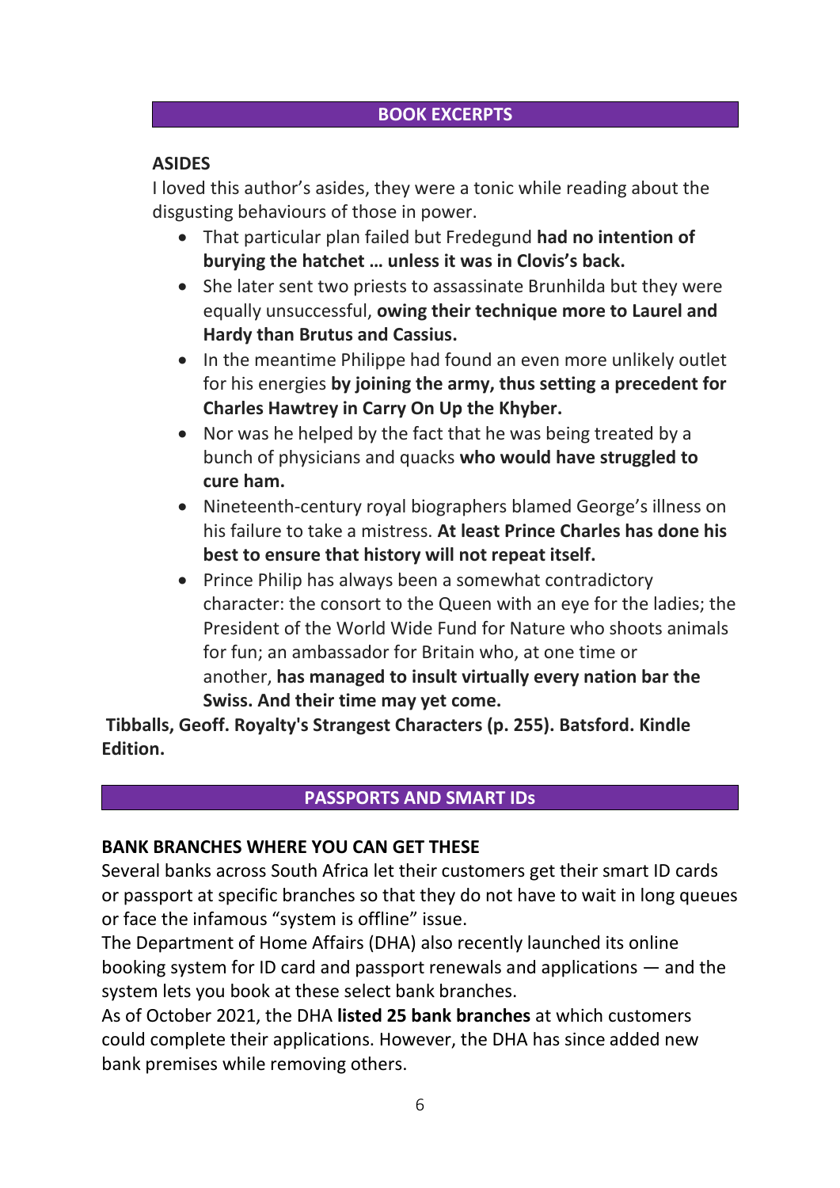## BOOK EXCERPTS

### ASIDES

I loved this author's asides, they were a tonic while reading about the disgusting behaviours of those in power.

- That particular plan failed but Fredegund **had no intention of burying the hatchet … unless it was in Clovis's back.**
- She later sent two priests to assassinate Brunhilda but they were equally unsuccessful, **owing their technique more to Laurel and Hardy than Brutus and Cassius.**
- In the meantime Philippe had found an even more unlikely outlet for his energies **by joining the army, thus setting a precedent for Charles Hawtrey in Carry On Up the Khyber.**
- Nor was he helped by the fact that he was being treated by a bunch of physicians and quacks **who would have struggled to cure ham.**
- Nineteenth-century royal biographers blamed George's illness on his failure to take a mistress. **At least Prince Charles has done his best to ensure that history will not repeat itself.**
- Prince Philip has always been a somewhat contradictory character: the consort to the Queen with an eye for the ladies; the President of the World Wide Fund for Nature who shoots animals for fun; an ambassador for Britain who, at one time or another, **has managed to insult virtually every nation bar the Swiss. And their time may yet come.**

**Tibballs, Geoff. Royalty's Strangest Characters (p. 255). Batsford. Kindle Edition.**

## PASSPORTS AND SMART IDs

### BANK BRANCHES WHERE YOU CAN GET THESE

Several banks across South Africa let their customers get their smart ID cards or passport at specific branches so that they do not have to wait in long queues or face the infamous "system is offline" issue.

The Department of Home Affairs (DHA) also recently launched its online booking system for ID card and passport renewals and applications — and the system lets you book at these select bank branches.

As of October 2021, the DHA **listed 25 bank branches** at which customers could complete their applications. However, the DHA has since added new bank premises while removing others.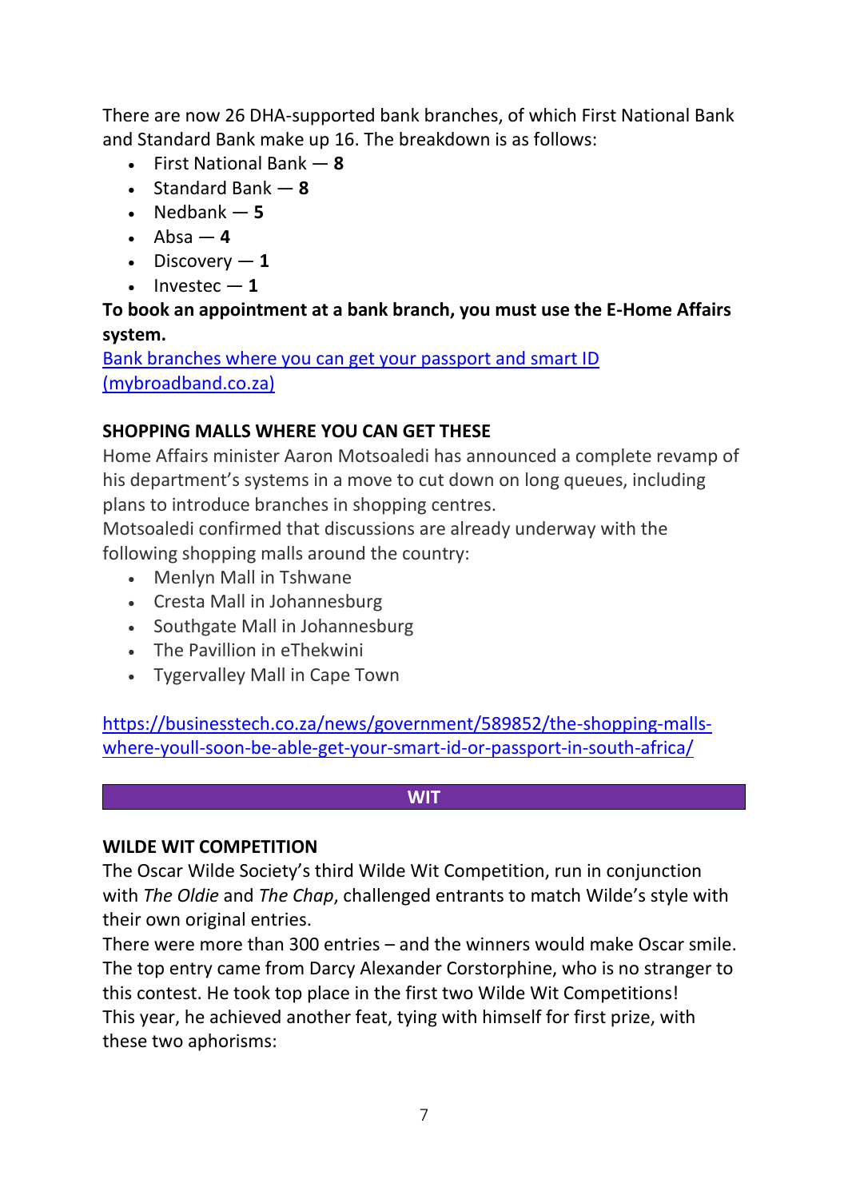There are now 26 DHA-supported bank branches, of which First National Bank and Standard Bank make up 16. The breakdown is as follows:

- First National Bank — **8**
- Standard Bank — **8**
- Nedbank — **5**
- Absa — **4**
- Discovery — **1**
- Investec — **1**

**To book an appointment at a bank branch, you must use the E-Home Affairs system.**

[Bank branches where you can get your passport and smart ID (mybroadband.co.za)]

## SHOPPING MALLS WHERE YOU CAN GET THESE

Home Affairs minister Aaron Motsoaledi has announced a complete revamp of his department's systems in a move to cut down on long queues, including plans to introduce branches in shopping centres.

Motsoaledi confirmed that discussions are already underway with the following shopping malls around the country:

- Menlyn Mall in Tshwane
- Cresta Mall in Johannesburg
- Southgate Mall in Johannesburg
- The Pavillion in eThekwini
- Tygervalley Mall in Cape Town

https://businesstech.co.za/news/government/589852/the-shopping-malls-where-youll-soon-be-able-get-your-smart-id-or-passport-in-south-africa/

# WIT

## WILDE WIT COMPETITION

The Oscar Wilde Society's third Wilde Wit Competition, run in conjunction with *The Oldie* and *The Chap*, challenged entrants to match Wilde's style with their own original entries.

There were more than 300 entries – and the winners would make Oscar smile. The top entry came from Darcy Alexander Corstorphine, who is no stranger to this contest. He took top place in the first two Wilde Wit Competitions!

This year, he achieved another feat, tying with himself for first prize, with these two aphorisms: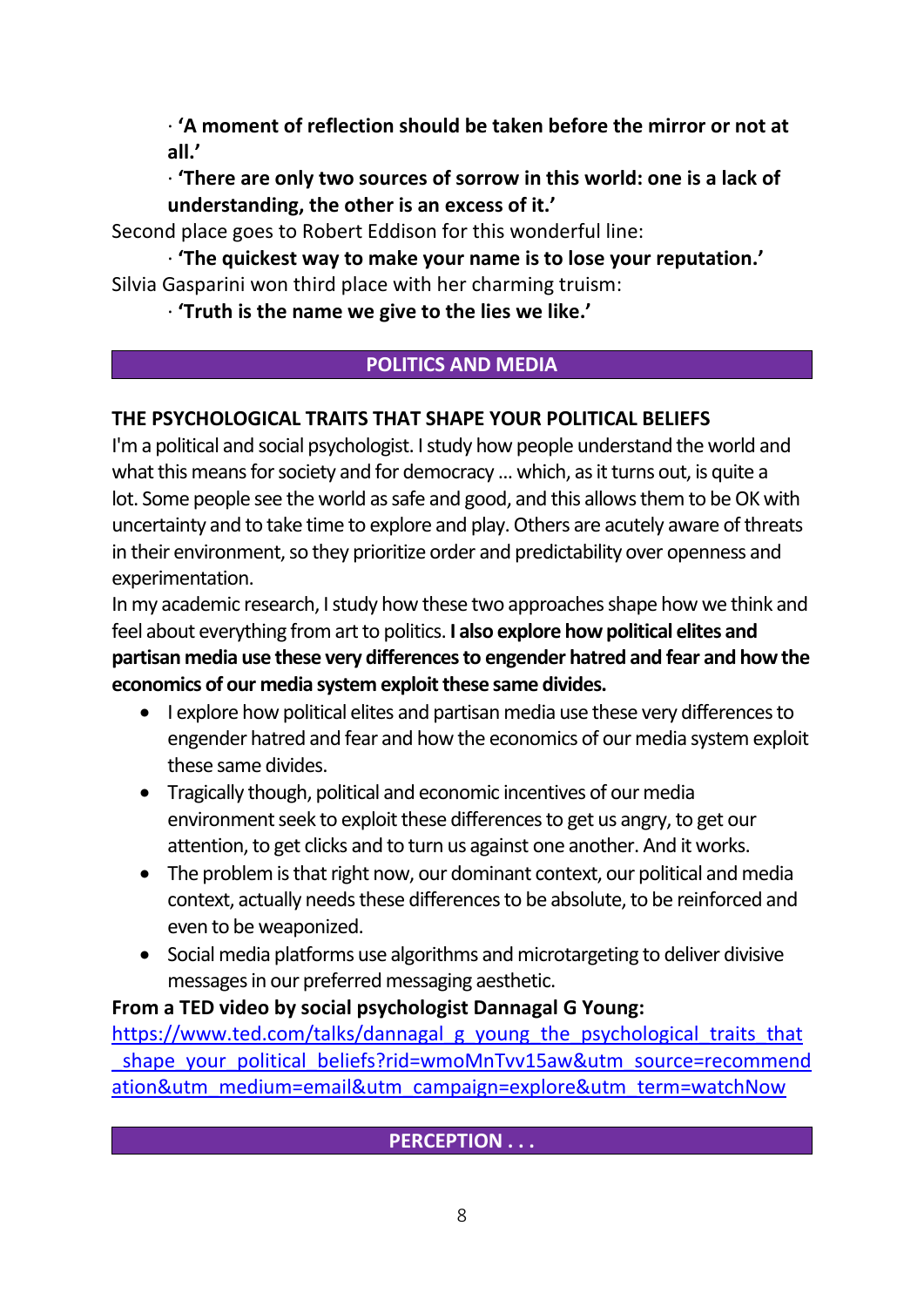· **'A moment of reflection should be taken before the mirror or not at all.'**

· **'There are only two sources of sorrow in this world: one is a lack of understanding, the other is an excess of it.'**

Second place goes to Robert Eddison for this wonderful line:

· **'The quickest way to make your name is to lose your reputation.'**

Silvia Gasparini won third place with her charming truism:

· **'Truth is the name we give to the lies we like.'**

## POLITICS AND MEDIA

**THE PSYCHOLOGICAL TRAITS THAT SHAPE YOUR POLITICAL BELIEFS**

I'm a political and social psychologist. I study how people understand the world and what this means for society and for democracy ... which, as it turns out, is quite a lot. Some people see the world as safe and good, and this allows them to be OK with uncertainty and to take time to explore and play. Others are acutely aware of threats in their environment, so they prioritize order and predictability over openness and experimentation.

In my academic research, I study how these two approaches shape how we think and feel about everything from art to politics. **I also explore how political elites and partisan media use these very differences to engender hatred and fear and how the economics of our media system exploit these same divides.**

- I explore how political elites and partisan media use these very differences to engender hatred and fear and how the economics of our media system exploit these same divides.
- Tragically though, political and economic incentives of our media environment seek to exploit these differences to get us angry, to get our attention, to get clicks and to turn us against one another. And it works.
- The problem is that right now, our dominant context, our political and media context, actually needs these differences to be absolute, to be reinforced and even to be weaponized.
- Social media platforms use algorithms and microtargeting to deliver divisive messages in our preferred messaging aesthetic.

**From a TED video by social psychologist Dannagal G Young:**
https://www.ted.com/talks/dannagal_g_young_the_psychological_traits_that_shape_your_political_beliefs?rid=wmoMnTvv15aw&utm_source=recommendation&utm_medium=email&utm_campaign=explore&utm_term=watchNow

## PERCEPTION . . .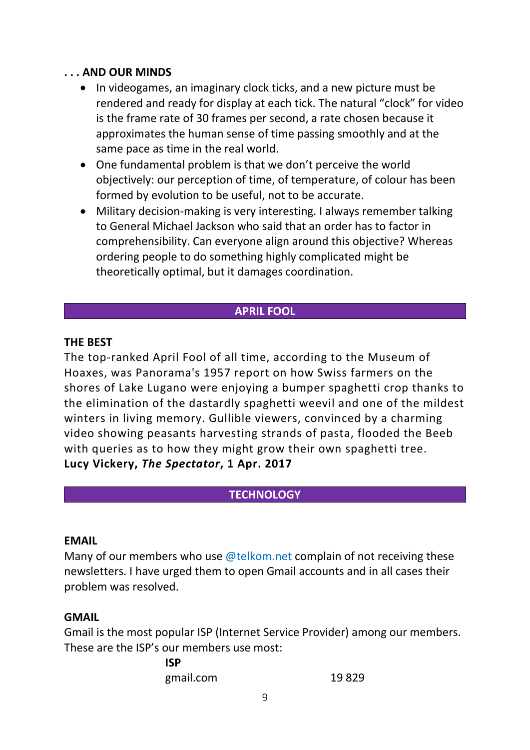### . . . AND OUR MINDS

- In videogames, an imaginary clock ticks, and a new picture must be rendered and ready for display at each tick. The natural "clock" for video is the frame rate of 30 frames per second, a rate chosen because it approximates the human sense of time passing smoothly and at the same pace as time in the real world.
- One fundamental problem is that we don't perceive the world objectively: our perception of time, of temperature, of colour has been formed by evolution to be useful, not to be accurate.
- Military decision-making is very interesting. I always remember talking to General Michael Jackson who said that an order has to factor in comprehensibility. Can everyone align around this objective? Whereas ordering people to do something highly complicated might be theoretically optimal, but it damages coordination.

## APRIL FOOL

### THE BEST

The top-ranked April Fool of all time, according to the Museum of Hoaxes, was Panorama's 1957 report on how Swiss farmers on the shores of Lake Lugano were enjoying a bumper spaghetti crop thanks to the elimination of the dastardly spaghetti weevil and one of the mildest winters in living memory. Gullible viewers, convinced by a charming video showing peasants harvesting strands of pasta, flooded the Beeb with queries as to how they might grow their own spaghetti tree.
**Lucy Vickery, *The Spectator*, 1 Apr. 2017**

## TECHNOLOGY

### EMAIL

Many of our members who use @telkom.net complain of not receiving these newsletters. I have urged them to open Gmail accounts and in all cases their problem was resolved.

### GMAIL

Gmail is the most popular ISP (Internet Service Provider) among our members. These are the ISP's our members use most:

| ISP | |
|---|---|
| gmail.com | 19 829 |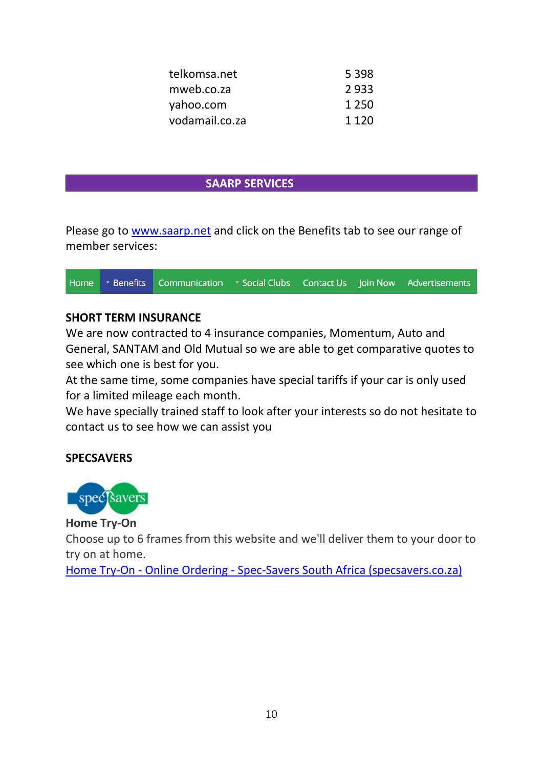| | |
|---|---|
| telkomsa.net | 5 398 |
| mweb.co.za | 2 933 |
| yahoo.com | 1 250 |
| vodamail.co.za | 1 120 |

## SAARP SERVICES

Please go to [www.saarp.net](http://www.saarp.net) and click on the Benefits tab to see our range of member services:

Home | Benefits | Communication | Social Clubs | Contact Us | Join Now | Advertisements

**SHORT TERM INSURANCE**

We are now contracted to 4 insurance companies, Momentum, Auto and General, SANTAM and Old Mutual so we are able to get comparative quotes to see which one is best for you.

At the same time, some companies have special tariffs if your car is only used for a limited mileage each month.

We have specially trained staff to look after your interests so do not hesitate to contact us to see how we can assist you

**SPECSAVERS**

**Home Try-On**

Choose up to 6 frames from this website and we'll deliver them to your door to try on at home.

[Home Try-On - Online Ordering - Spec-Savers South Africa (specsavers.co.za)](https://www.specsavers.co.za)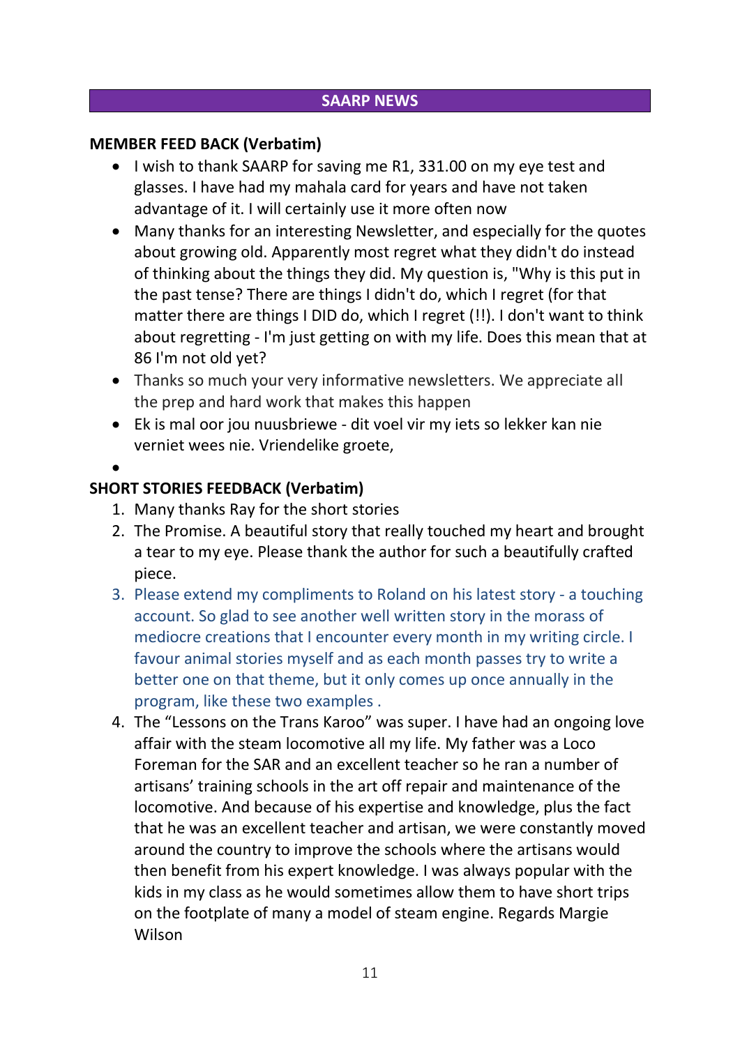## SAARP NEWS

**MEMBER FEED BACK (Verbatim)**

- I wish to thank SAARP for saving me R1, 331.00 on my eye test and glasses. I have had my mahala card for years and have not taken advantage of it. I will certainly use it more often now
- Many thanks for an interesting Newsletter, and especially for the quotes about growing old. Apparently most regret what they didn't do instead of thinking about the things they did. My question is, "Why is this put in the past tense? There are things I didn't do, which I regret (for that matter there are things I DID do, which I regret (!!). I don't want to think about regretting - I'm just getting on with my life. Does this mean that at 86 I'm not old yet?
- Thanks so much your very informative newsletters. We appreciate all the prep and hard work that makes this happen
- Ek is mal oor jou nuusbriewe - dit voel vir my iets so lekker kan nie verniet wees nie. Vriendelike groete,

**SHORT STORIES FEEDBACK (Verbatim)**

1. Many thanks Ray for the short stories
2. The Promise. A beautiful story that really touched my heart and brought a tear to my eye. Please thank the author for such a beautifully crafted piece.
3. Please extend my compliments to Roland on his latest story - a touching account. So glad to see another well written story in the morass of mediocre creations that I encounter every month in my writing circle. I favour animal stories myself and as each month passes try to write a better one on that theme, but it only comes up once annually in the program, like these two examples .
4. The "Lessons on the Trans Karoo" was super. I have had an ongoing love affair with the steam locomotive all my life. My father was a Loco Foreman for the SAR and an excellent teacher so he ran a number of artisans' training schools in the art off repair and maintenance of the locomotive. And because of his expertise and knowledge, plus the fact that he was an excellent teacher and artisan, we were constantly moved around the country to improve the schools where the artisans would then benefit from his expert knowledge. I was always popular with the kids in my class as he would sometimes allow them to have short trips on the footplate of many a model of steam engine. Regards Margie Wilson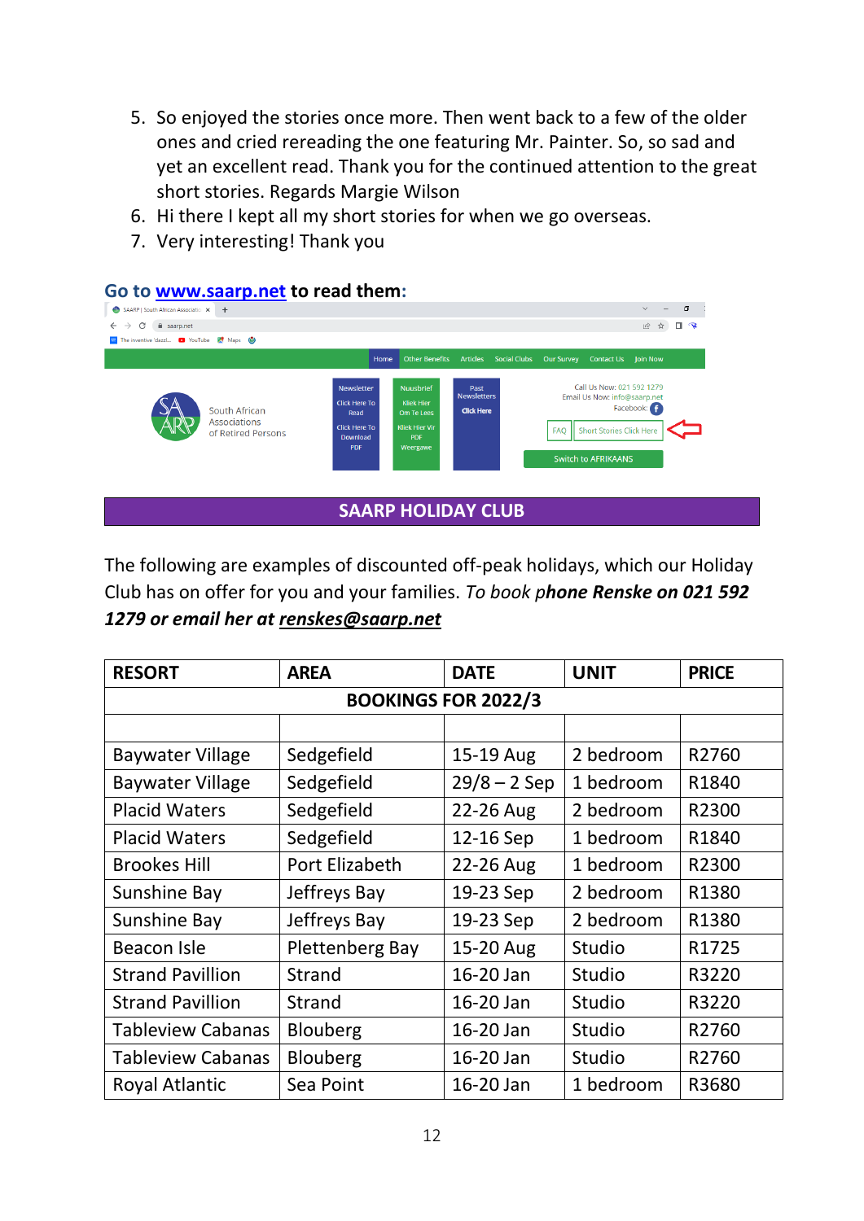5. So enjoyed the stories once more. Then went back to a few of the older ones and cried rereading the one featuring Mr. Painter. So, so sad and yet an excellent read. Thank you for the continued attention to the great short stories. Regards Margie Wilson
6. Hi there I kept all my short stories for when we go overseas.
7. Very interesting! Thank you

**Go to [www.saarp.net](http://www.saarp.net) to read them:**

## SAARP HOLIDAY CLUB

The following are examples of discounted off-peak holidays, which our Holiday Club has on offer for you and your families. *To book p**hone Renske on 021 592 1279 or email her at renskes@saarp.net***

| RESORT | AREA | DATE | UNIT | PRICE |
|---|---|---|---|---|
| | | **BOOKINGS FOR 2022/3** | | |
| | | | | |
| Baywater Village | Sedgefield | 15-19 Aug | 2 bedroom | R2760 |
| Baywater Village | Sedgefield | 29/8 – 2 Sep | 1 bedroom | R1840 |
| Placid Waters | Sedgefield | 22-26 Aug | 2 bedroom | R2300 |
| Placid Waters | Sedgefield | 12-16 Sep | 1 bedroom | R1840 |
| Brookes Hill | Port Elizabeth | 22-26 Aug | 1 bedroom | R2300 |
| Sunshine Bay | Jeffreys Bay | 19-23 Sep | 2 bedroom | R1380 |
| Sunshine Bay | Jeffreys Bay | 19-23 Sep | 2 bedroom | R1380 |
| Beacon Isle | Plettenberg Bay | 15-20 Aug | Studio | R1725 |
| Strand Pavillion | Strand | 16-20 Jan | Studio | R3220 |
| Strand Pavillion | Strand | 16-20 Jan | Studio | R3220 |
| Tableview Cabanas | Blouberg | 16-20 Jan | Studio | R2760 |
| Tableview Cabanas | Blouberg | 16-20 Jan | Studio | R2760 |
| Royal Atlantic | Sea Point | 16-20 Jan | 1 bedroom | R3680 |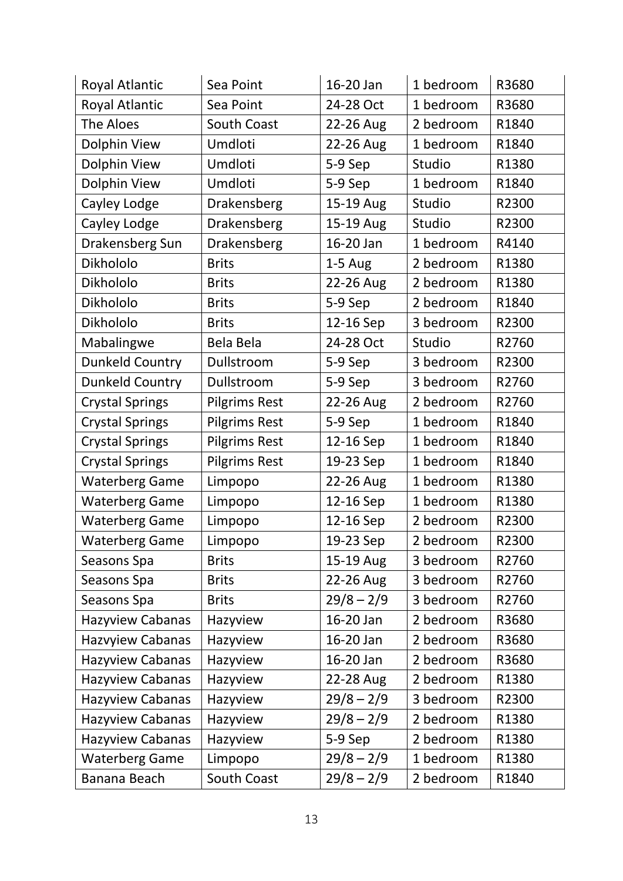| Royal Atlantic | Sea Point | 16-20 Jan | 1 bedroom | R3680 |
|---|---|---|---|---|
| Royal Atlantic | Sea Point | 24-28 Oct | 1 bedroom | R3680 |
| The Aloes | South Coast | 22-26 Aug | 2 bedroom | R1840 |
| Dolphin View | Umdloti | 22-26 Aug | 1 bedroom | R1840 |
| Dolphin View | Umdloti | 5-9 Sep | Studio | R1380 |
| Dolphin View | Umdloti | 5-9 Sep | 1 bedroom | R1840 |
| Cayley Lodge | Drakensberg | 15-19 Aug | Studio | R2300 |
| Cayley Lodge | Drakensberg | 15-19 Aug | Studio | R2300 |
| Drakensberg Sun | Drakensberg | 16-20 Jan | 1 bedroom | R4140 |
| Dikhololo | Brits | 1-5 Aug | 2 bedroom | R1380 |
| Dikhololo | Brits | 22-26 Aug | 2 bedroom | R1380 |
| Dikhololo | Brits | 5-9 Sep | 2 bedroom | R1840 |
| Dikhololo | Brits | 12-16 Sep | 3 bedroom | R2300 |
| Mabalingwe | Bela Bela | 24-28 Oct | Studio | R2760 |
| Dunkeld Country | Dullstroom | 5-9 Sep | 3 bedroom | R2300 |
| Dunkeld Country | Dullstroom | 5-9 Sep | 3 bedroom | R2760 |
| Crystal Springs | Pilgrims Rest | 22-26 Aug | 2 bedroom | R2760 |
| Crystal Springs | Pilgrims Rest | 5-9 Sep | 1 bedroom | R1840 |
| Crystal Springs | Pilgrims Rest | 12-16 Sep | 1 bedroom | R1840 |
| Crystal Springs | Pilgrims Rest | 19-23 Sep | 1 bedroom | R1840 |
| Waterberg Game | Limpopo | 22-26 Aug | 1 bedroom | R1380 |
| Waterberg Game | Limpopo | 12-16 Sep | 1 bedroom | R1380 |
| Waterberg Game | Limpopo | 12-16 Sep | 2 bedroom | R2300 |
| Waterberg Game | Limpopo | 19-23 Sep | 2 bedroom | R2300 |
| Seasons Spa | Brits | 15-19 Aug | 3 bedroom | R2760 |
| Seasons Spa | Brits | 22-26 Aug | 3 bedroom | R2760 |
| Seasons Spa | Brits | 29/8 – 2/9 | 3 bedroom | R2760 |
| Hazyview Cabanas | Hazyview | 16-20 Jan | 2 bedroom | R3680 |
| Hazvyiew Cabanas | Hazyview | 16-20 Jan | 2 bedroom | R3680 |
| Hazyview Cabanas | Hazyview | 16-20 Jan | 2 bedroom | R3680 |
| Hazyview Cabanas | Hazyview | 22-28 Aug | 2 bedroom | R1380 |
| Hazyview Cabanas | Hazyview | 29/8 – 2/9 | 3 bedroom | R2300 |
| Hazyview Cabanas | Hazyview | 29/8 – 2/9 | 2 bedroom | R1380 |
| Hazyview Cabanas | Hazyview | 5-9 Sep | 2 bedroom | R1380 |
| Waterberg Game | Limpopo | 29/8 – 2/9 | 1 bedroom | R1380 |
| Banana Beach | South Coast | 29/8 – 2/9 | 2 bedroom | R1840 |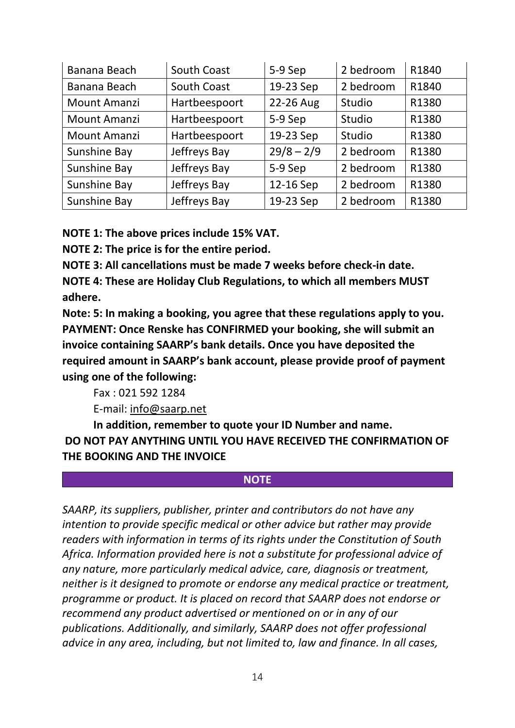| Banana Beach | South Coast | 5-9 Sep | 2 bedroom | R1840 |
|---|---|---|---|---|
| Banana Beach | South Coast | 19-23 Sep | 2 bedroom | R1840 |
| Mount Amanzi | Hartbeespoort | 22-26 Aug | Studio | R1380 |
| Mount Amanzi | Hartbeespoort | 5-9 Sep | Studio | R1380 |
| Mount Amanzi | Hartbeespoort | 19-23 Sep | Studio | R1380 |
| Sunshine Bay | Jeffreys Bay | 29/8 – 2/9 | 2 bedroom | R1380 |
| Sunshine Bay | Jeffreys Bay | 5-9 Sep | 2 bedroom | R1380 |
| Sunshine Bay | Jeffreys Bay | 12-16 Sep | 2 bedroom | R1380 |
| Sunshine Bay | Jeffreys Bay | 19-23 Sep | 2 bedroom | R1380 |

**NOTE 1: The above prices include 15% VAT.**

**NOTE 2: The price is for the entire period.**

**NOTE 3: All cancellations must be made 7 weeks before check-in date.**

**NOTE 4: These are Holiday Club Regulations, to which all members MUST adhere.**

**Note: 5: In making a booking, you agree that these regulations apply to you.**

**PAYMENT: Once Renske has CONFIRMED your booking, she will submit an invoice containing SAARP's bank details. Once you have deposited the required amount in SAARP's bank account, please provide proof of payment using one of the following:**

Fax : 021 592 1284

E-mail: info@saarp.net

**In addition, remember to quote your ID Number and name.**

**DO NOT PAY ANYTHING UNTIL YOU HAVE RECEIVED THE CONFIRMATION OF THE BOOKING AND THE INVOICE**

**NOTE**

*SAARP, its suppliers, publisher, printer and contributors do not have any intention to provide specific medical or other advice but rather may provide readers with information in terms of its rights under the Constitution of South Africa. Information provided here is not a substitute for professional advice of any nature, more particularly medical advice, care, diagnosis or treatment, neither is it designed to promote or endorse any medical practice or treatment, programme or product. It is placed on record that SAARP does not endorse or recommend any product advertised or mentioned on or in any of our publications. Additionally, and similarly, SAARP does not offer professional advice in any area, including, but not limited to, law and finance. In all cases,*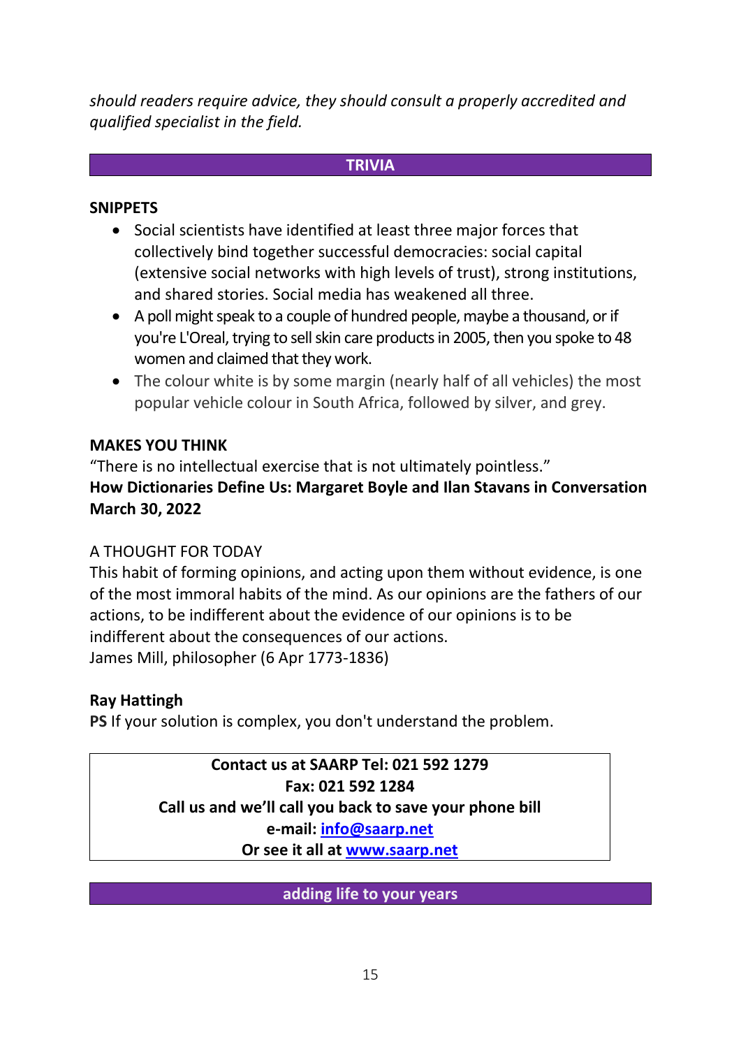*should readers require advice, they should consult a properly accredited and qualified specialist in the field.*

## TRIVIA

**SNIPPETS**

- Social scientists have identified at least three major forces that collectively bind together successful democracies: social capital (extensive social networks with high levels of trust), strong institutions, and shared stories. Social media has weakened all three.
- A poll might speak to a couple of hundred people, maybe a thousand, or if you're L'Oreal, trying to sell skin care products in 2005, then you spoke to 48 women and claimed that they work.
- The colour white is by some margin (nearly half of all vehicles) the most popular vehicle colour in South Africa, followed by silver, and grey.

**MAKES YOU THINK**

"There is no intellectual exercise that is not ultimately pointless."

**How Dictionaries Define Us: Margaret Boyle and Ilan Stavans in Conversation March 30, 2022**

A THOUGHT FOR TODAY

This habit of forming opinions, and acting upon them without evidence, is one of the most immoral habits of the mind. As our opinions are the fathers of our actions, to be indifferent about the evidence of our opinions is to be indifferent about the consequences of our actions.

James Mill, philosopher (6 Apr 1773-1836)

**Ray Hattingh**

**PS** If your solution is complex, you don't understand the problem.

**Contact us at SAARP Tel: 021 592 1279**
**Fax: 021 592 1284**
**Call us and we'll call you back to save your phone bill**
**e-mail: info@saarp.net**
**Or see it all at www.saarp.net**

**adding life to your years**